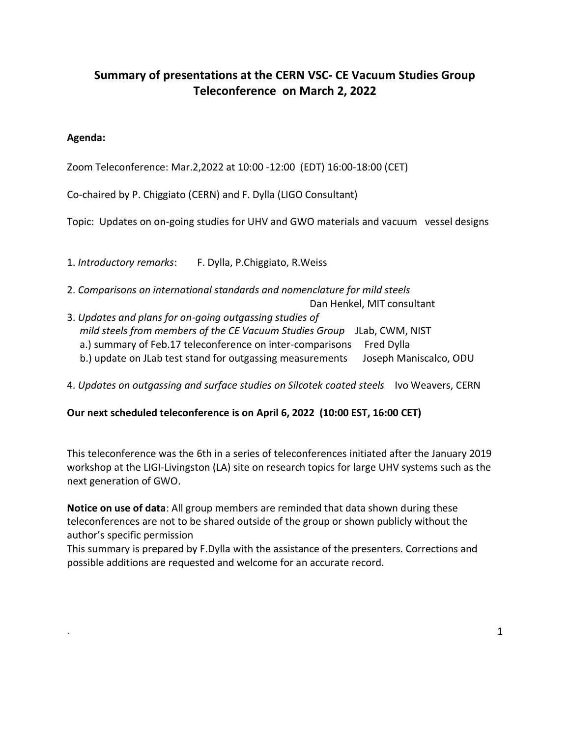# Summary of presentations at the CERN VSC- CE Vacuum Studies Group Teleconference on March 2, 2022

**Agenda:**

Zoom Teleconference: Mar.2,2022 at 10:00 -12:00 (EDT) 16:00-18:00 (CET)

Co-chaired by P. Chiggiato (CERN) and F. Dylla (LIGO Consultant)

Topic: Updates on on-going studies for UHV and GWO materials and vacuum vessel designs

1. *Introductory remarks*: F. Dylla, P.Chiggiato, R.Weiss
2. *Comparisons on international standards and nomenclature for mild steels* Dan Henkel, MIT consultant
3. *Updates and plans for on-going outgassing studies of mild steels from members of the CE Vacuum Studies Group* JLab, CWM, NIST
   a.) summary of Feb.17 teleconference on inter-comparisons Fred Dylla
   b.) update on JLab test stand for outgassing measurements Joseph Maniscalco, ODU
4. *Updates on outgassing and surface studies on Silcotek coated steels* Ivo Weavers, CERN

**Our next scheduled teleconference is on April 6, 2022 (10:00 EST, 16:00 CET)**

This teleconference was the 6th in a series of teleconferences initiated after the January 2019 workshop at the LIGI-Livingston (LA) site on research topics for large UHV systems such as the next generation of GWO.

**Notice on use of data**: All group members are reminded that data shown during these teleconferences are not to be shared outside of the group or shown publicly without the author's specific permission

This summary is prepared by F.Dylla with the assistance of the presenters. Corrections and possible additions are requested and welcome for an accurate record.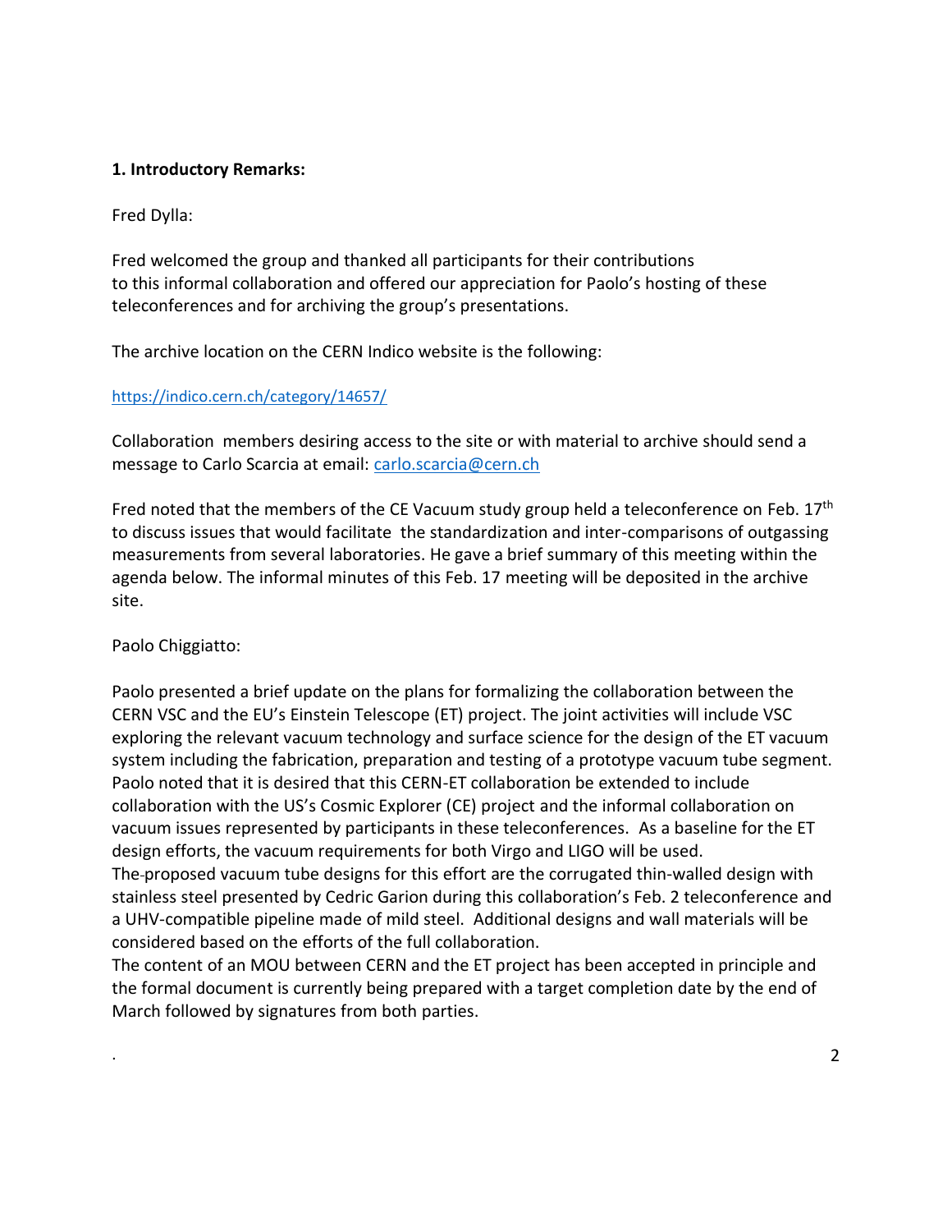**1. Introductory Remarks:**

Fred Dylla:

Fred welcomed the group and thanked all participants for their contributions to this informal collaboration and offered our appreciation for Paolo's hosting of these teleconferences and for archiving the group's presentations.

The archive location on the CERN Indico website is the following:

https://indico.cern.ch/category/14657/

Collaboration members desiring access to the site or with material to archive should send a message to Carlo Scarcia at email: carlo.scarcia@cern.ch

Fred noted that the members of the CE Vacuum study group held a teleconference on Feb. 17th to discuss issues that would facilitate the standardization and inter-comparisons of outgassing measurements from several laboratories. He gave a brief summary of this meeting within the agenda below. The informal minutes of this Feb. 17 meeting will be deposited in the archive site.

Paolo Chiggiatto:

Paolo presented a brief update on the plans for formalizing the collaboration between the CERN VSC and the EU's Einstein Telescope (ET) project. The joint activities will include VSC exploring the relevant vacuum technology and surface science for the design of the ET vacuum system including the fabrication, preparation and testing of a prototype vacuum tube segment. Paolo noted that it is desired that this CERN-ET collaboration be extended to include collaboration with the US's Cosmic Explorer (CE) project and the informal collaboration on vacuum issues represented by participants in these teleconferences. As a baseline for the ET design efforts, the vacuum requirements for both Virgo and LIGO will be used.
The proposed vacuum tube designs for this effort are the corrugated thin-walled design with stainless steel presented by Cedric Garion during this collaboration's Feb. 2 teleconference and a UHV-compatible pipeline made of mild steel. Additional designs and wall materials will be considered based on the efforts of the full collaboration.
The content of an MOU between CERN and the ET project has been accepted in principle and the formal document is currently being prepared with a target completion date by the end of March followed by signatures from both parties.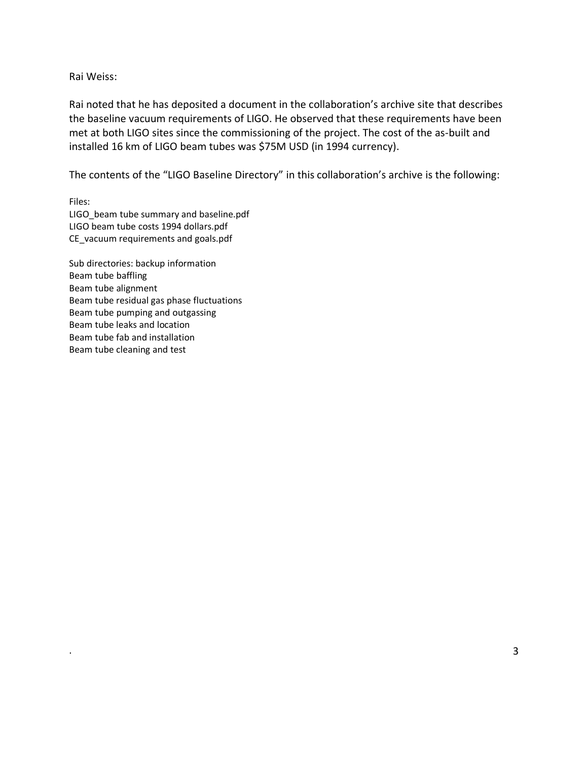Rai Weiss:

Rai noted that he has deposited a document in the collaboration's archive site that describes the baseline vacuum requirements of LIGO. He observed that these requirements have been met at both LIGO sites since the commissioning of the project. The cost of the as-built and installed 16 km of LIGO beam tubes was $75M USD (in 1994 currency).

The contents of the "LIGO Baseline Directory" in this collaboration's archive is the following:

Files:
LIGO_beam tube summary and baseline.pdf
LIGO beam tube costs 1994 dollars.pdf
CE_vacuum requirements and goals.pdf

Sub directories: backup information
Beam tube baffling
Beam tube alignment
Beam tube residual gas phase fluctuations
Beam tube pumping and outgassing
Beam tube leaks and location
Beam tube fab and installation
Beam tube cleaning and test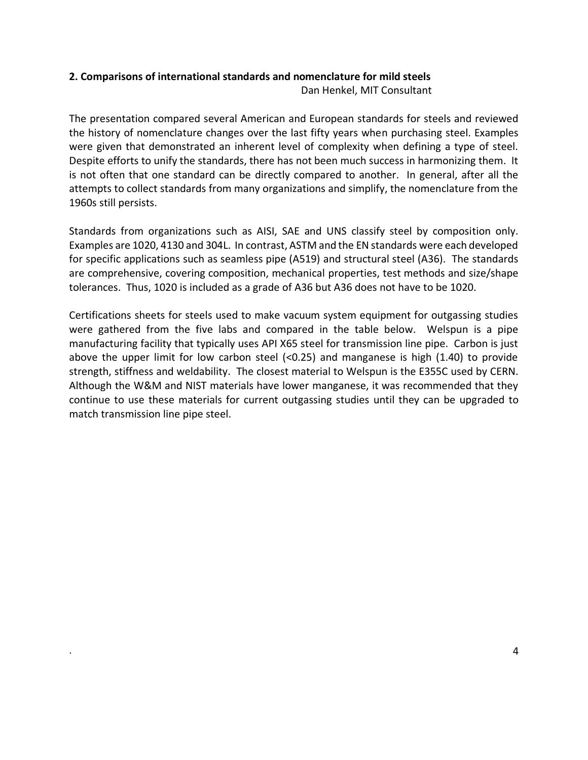## 2. Comparisons of international standards and nomenclature for mild steels

Dan Henkel, MIT Consultant

The presentation compared several American and European standards for steels and reviewed the history of nomenclature changes over the last fifty years when purchasing steel. Examples were given that demonstrated an inherent level of complexity when defining a type of steel. Despite efforts to unify the standards, there has not been much success in harmonizing them. It is not often that one standard can be directly compared to another. In general, after all the attempts to collect standards from many organizations and simplify, the nomenclature from the 1960s still persists.

Standards from organizations such as AISI, SAE and UNS classify steel by composition only. Examples are 1020, 4130 and 304L. In contrast, ASTM and the EN standards were each developed for specific applications such as seamless pipe (A519) and structural steel (A36). The standards are comprehensive, covering composition, mechanical properties, test methods and size/shape tolerances. Thus, 1020 is included as a grade of A36 but A36 does not have to be 1020.

Certifications sheets for steels used to make vacuum system equipment for outgassing studies were gathered from the five labs and compared in the table below. Welspun is a pipe manufacturing facility that typically uses API X65 steel for transmission line pipe. Carbon is just above the upper limit for low carbon steel (<0.25) and manganese is high (1.40) to provide strength, stiffness and weldability. The closest material to Welspun is the E355C used by CERN. Although the W&M and NIST materials have lower manganese, it was recommended that they continue to use these materials for current outgassing studies until they can be upgraded to match transmission line pipe steel.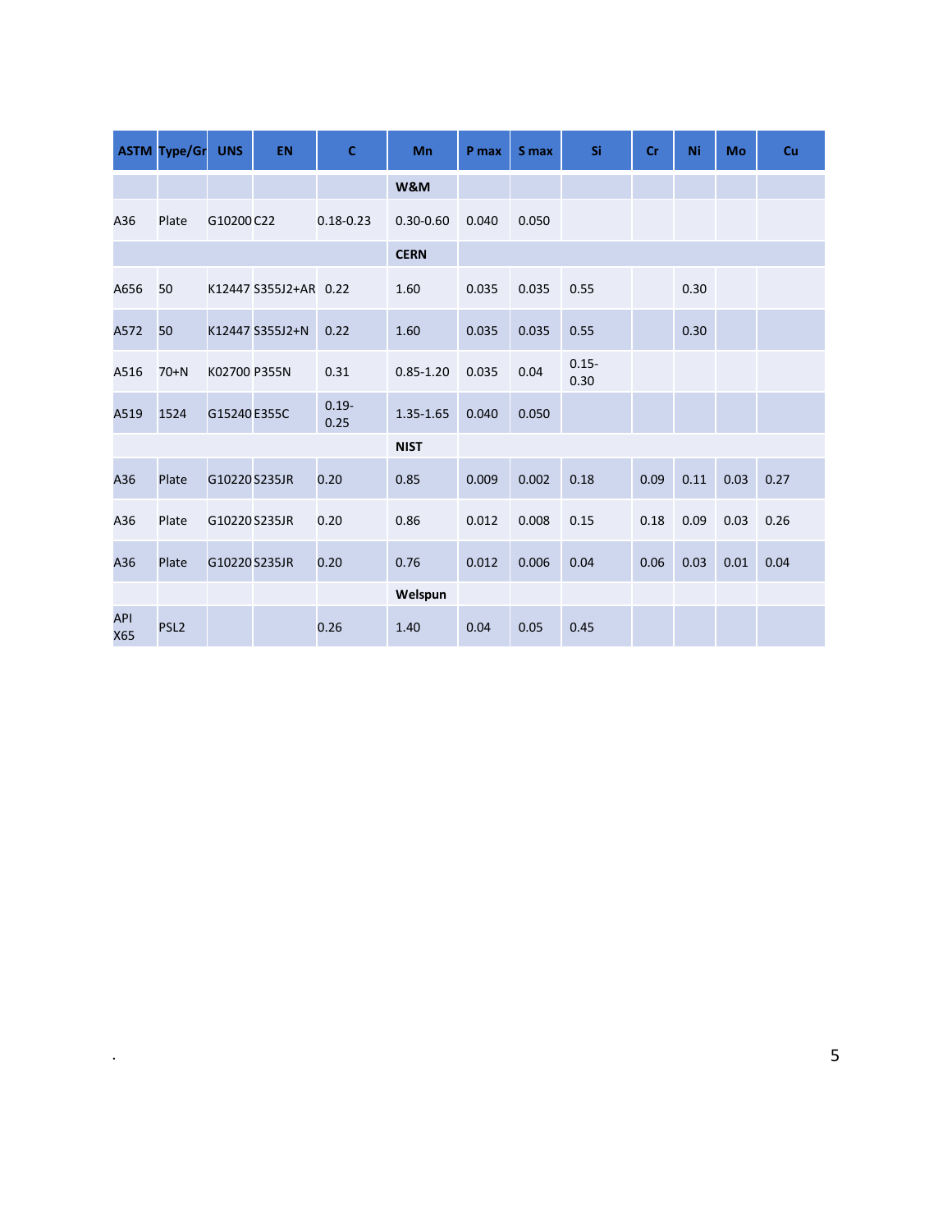| ASTM | Type/Gr | UNS | EN | C | Mn | P max | S max | Si | Cr | Ni | Mo | Cu |
|---|---|---|---|---|---|---|---|---|---|---|---|---|
| | | | | | **W&M** | | | | | | | |
| A36 | Plate | G10200 | C22 | 0.18-0.23 | 0.30-0.60 | 0.040 | 0.050 | | | | | |
| | | | | | **CERN** | | | | | | | |
| A656 | 50 | K12447 | S355J2+AR | 0.22 | 1.60 | 0.035 | 0.035 | 0.55 | | 0.30 | | |
| A572 | 50 | K12447 | S355J2+N | 0.22 | 1.60 | 0.035 | 0.035 | 0.55 | | 0.30 | | |
| A516 | 70+N | K02700 | P355N | 0.31 | 0.85-1.20 | 0.035 | 0.04 | 0.15-0.30 | | | | |
| A519 | 1524 | G15240 | E355C | 0.19-0.25 | 1.35-1.65 | 0.040 | 0.050 | | | | | |
| | | | | | **NIST** | | | | | | | |
| A36 | Plate | G10220 | S235JR | 0.20 | 0.85 | 0.009 | 0.002 | 0.18 | 0.09 | 0.11 | 0.03 | 0.27 |
| A36 | Plate | G10220 | S235JR | 0.20 | 0.86 | 0.012 | 0.008 | 0.15 | 0.18 | 0.09 | 0.03 | 0.26 |
| A36 | Plate | G10220 | S235JR | 0.20 | 0.76 | 0.012 | 0.006 | 0.04 | 0.06 | 0.03 | 0.01 | 0.04 |
| | | | | | **Welspun** | | | | | | | |
| API X65 | PSL2 | | | 0.26 | 1.40 | 0.04 | 0.05 | 0.45 | | | | |

.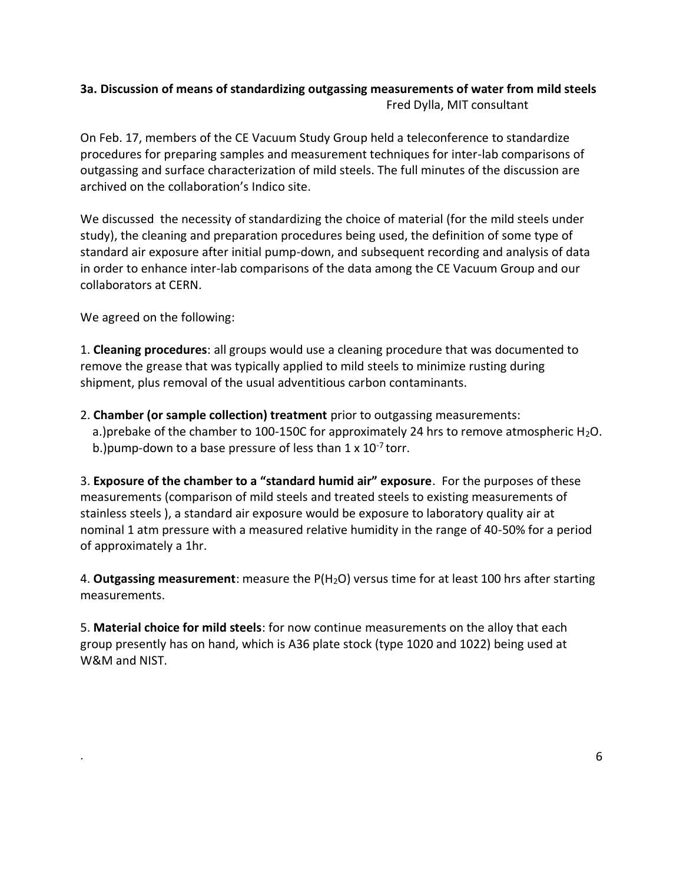### 3a. Discussion of means of standardizing outgassing measurements of water from mild steels

Fred Dylla, MIT consultant

On Feb. 17, members of the CE Vacuum Study Group held a teleconference to standardize procedures for preparing samples and measurement techniques for inter-lab comparisons of outgassing and surface characterization of mild steels. The full minutes of the discussion are archived on the collaboration's Indico site.

We discussed the necessity of standardizing the choice of material (for the mild steels under study), the cleaning and preparation procedures being used, the definition of some type of standard air exposure after initial pump-down, and subsequent recording and analysis of data in order to enhance inter-lab comparisons of the data among the CE Vacuum Group and our collaborators at CERN.

We agreed on the following:

1. **Cleaning procedures**: all groups would use a cleaning procedure that was documented to remove the grease that was typically applied to mild steels to minimize rusting during shipment, plus removal of the usual adventitious carbon contaminants.

2. **Chamber (or sample collection) treatment** prior to outgassing measurements:
   a.)prebake of the chamber to 100-150C for approximately 24 hrs to remove atmospheric $H_2O$.
   b.)pump-down to a base pressure of less than $1 \times 10^{-7}$ torr.

3. **Exposure of the chamber to a "standard humid air" exposure**. For the purposes of these measurements (comparison of mild steels and treated steels to existing measurements of stainless steels ), a standard air exposure would be exposure to laboratory quality air at nominal 1 atm pressure with a measured relative humidity in the range of 40-50% for a period of approximately a 1hr.

4. **Outgassing measurement**: measure the $P(H_2O)$ versus time for at least 100 hrs after starting measurements.

5. **Material choice for mild steels**: for now continue measurements on the alloy that each group presently has on hand, which is A36 plate stock (type 1020 and 1022) being used at W&M and NIST.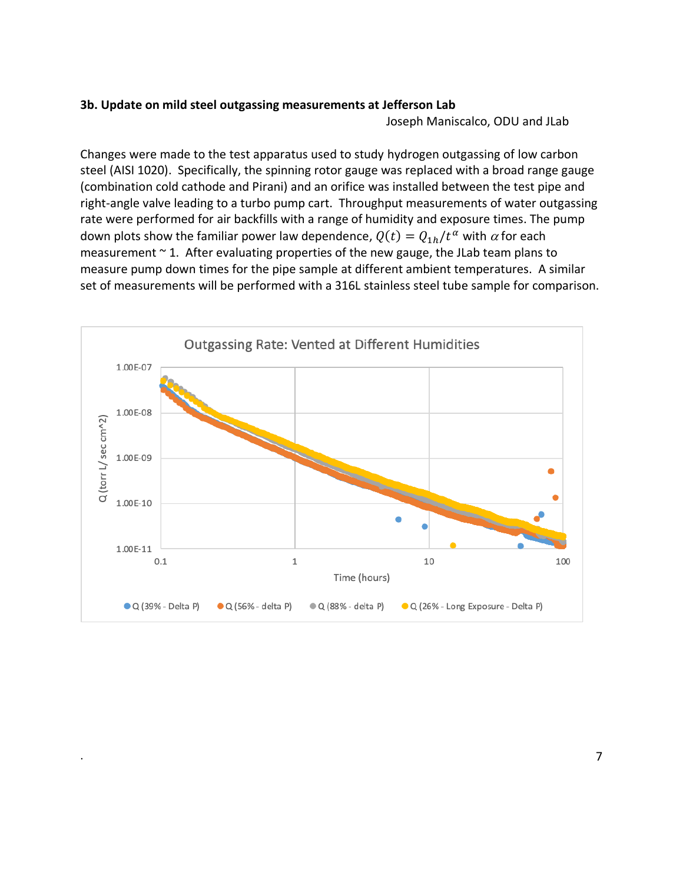### 3b. Update on mild steel outgassing measurements at Jefferson Lab

Joseph Maniscalco, ODU and JLab

Changes were made to the test apparatus used to study hydrogen outgassing of low carbon steel (AISI 1020). Specifically, the spinning rotor gauge was replaced with a broad range gauge (combination cold cathode and Pirani) and an orifice was installed between the test pipe and right-angle valve leading to a turbo pump cart. Throughput measurements of water outgassing rate were performed for air backfills with a range of humidity and exposure times. The pump down plots show the familiar power law dependence, $Q(t) = Q_{1h}/t^{\alpha}$ with $\alpha$ for each measurement ~ 1. After evaluating properties of the new gauge, the JLab team plans to measure pump down times for the pipe sample at different ambient temperatures. A similar set of measurements will be performed with a 316L stainless steel tube sample for comparison.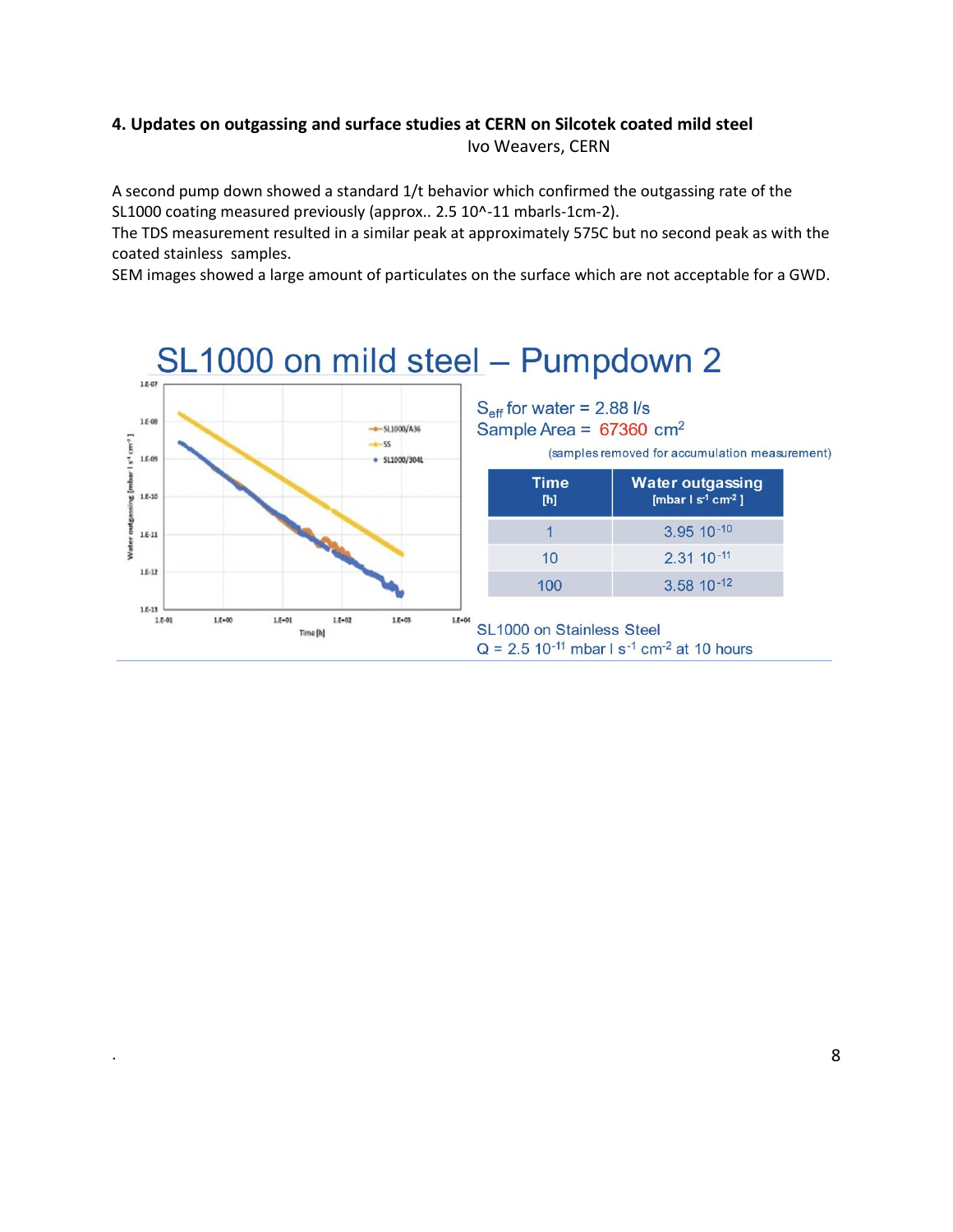**4. Updates on outgassing and surface studies at CERN on Silcotek coated mild steel**

Ivo Weavers, CERN

A second pump down showed a standard 1/t behavior which confirmed the outgassing rate of the SL1000 coating measured previously (approx.. 2.5 10^-11 mbarls-1cm-2).

The TDS measurement resulted in a similar peak at approximately 575C but no second peak as with the coated stainless samples.

SEM images showed a large amount of particulates on the surface which are not acceptable for a GWD.

## SL1000 on mild steel – Pumpdown 2

Water outgassing [mbar l s-1 cm-2]

1.E-07
1.E-08
1.E-09
1.E-10
1.E-11
1.E-12
1.E-13

1.E-01
1.E+00
1.E+01
1.E+02
1.E+03
1.E+04

Time [h]

SL1000/A36
SS
SL1000/304L

$S_{eff}$ for water = 2.88 l/s

Sample Area = 67360 $cm^2$

(samples removed for accumulation measurement)

| Time [h] | Water outgassing [mbar l $s^{-1}$ $cm^{-2}$] |
|---|---|
| 1 | $3.95\ 10^{-10}$ |
| 10 | $2.31\ 10^{-11}$ |
| 100 | $3.58\ 10^{-12}$ |

SL1000 on Stainless Steel

Q = $2.5\ 10^{-11}$ mbar l $s^{-1}$ $cm^{-2}$ at 10 hours